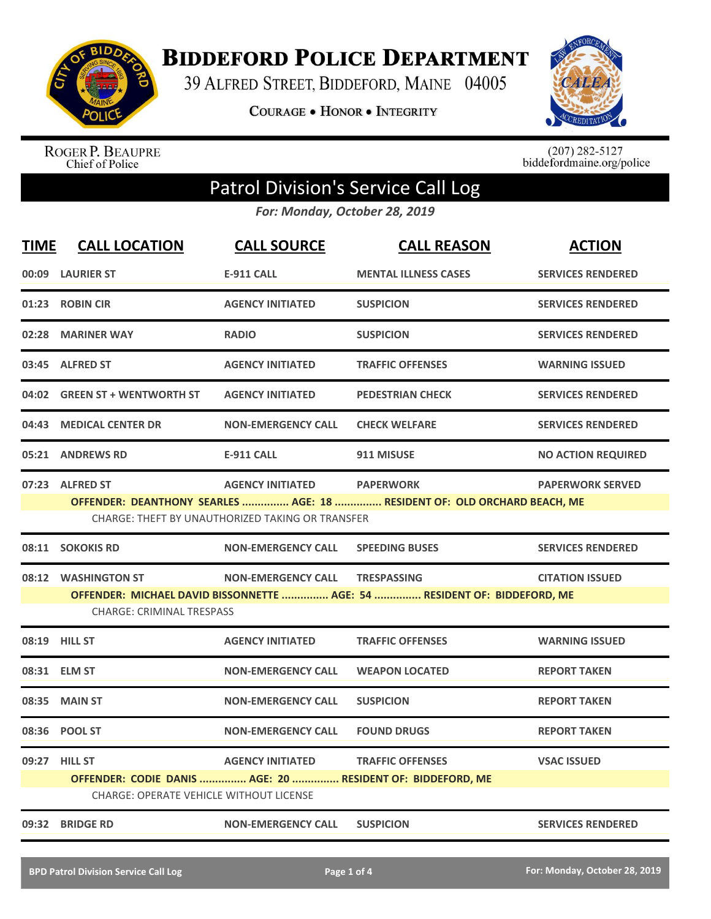# BIDDEFORD POLICE DEPARTMENT

39 ALFRED STREET, BIDDEFORD, MAINE 04005

COURAGE • HONOR • INTEGRITY

ROGER P. BEAUPRE
Chief of Police

(207) 282-5127
biddefordmaine.org/police

## Patrol Division's Service Call Log

*For: Monday, October 28, 2019*

| TIME | CALL LOCATION | CALL SOURCE | CALL REASON | ACTION |
|---|---|---|---|---|
| 00:09 | LAURIER ST | E-911 CALL | MENTAL ILLNESS CASES | SERVICES RENDERED |
| 01:23 | ROBIN CIR | AGENCY INITIATED | SUSPICION | SERVICES RENDERED |
| 02:28 | MARINER WAY | RADIO | SUSPICION | SERVICES RENDERED |
| 03:45 | ALFRED ST | AGENCY INITIATED | TRAFFIC OFFENSES | WARNING ISSUED |
| 04:02 | GREEN ST + WENTWORTH ST | AGENCY INITIATED | PEDESTRIAN CHECK | SERVICES RENDERED |
| 04:43 | MEDICAL CENTER DR | NON-EMERGENCY CALL | CHECK WELFARE | SERVICES RENDERED |
| 05:21 | ANDREWS RD | E-911 CALL | 911 MISUSE | NO ACTION REQUIRED |
| 07:23 | ALFRED ST | AGENCY INITIATED | PAPERWORK | PAPERWORK SERVED |

**OFFENDER: DEANTHONY SEARLES ............... AGE: 18 ............... RESIDENT OF: OLD ORCHARD BEACH, ME**
CHARGE: THEFT BY UNAUTHORIZED TAKING OR TRANSFER

| TIME | CALL LOCATION | CALL SOURCE | CALL REASON | ACTION |
|---|---|---|---|---|
| 08:11 | SOKOKIS RD | NON-EMERGENCY CALL | SPEEDING BUSES | SERVICES RENDERED |
| 08:12 | WASHINGTON ST | NON-EMERGENCY CALL | TRESPASSING | CITATION ISSUED |

**OFFENDER: MICHAEL DAVID BISSONNETTE ............... AGE: 54 ............... RESIDENT OF: BIDDEFORD, ME**
CHARGE: CRIMINAL TRESPASS

| TIME | CALL LOCATION | CALL SOURCE | CALL REASON | ACTION |
|---|---|---|---|---|
| 08:19 | HILL ST | AGENCY INITIATED | TRAFFIC OFFENSES | WARNING ISSUED |
| 08:31 | ELM ST | NON-EMERGENCY CALL | WEAPON LOCATED | REPORT TAKEN |
| 08:35 | MAIN ST | NON-EMERGENCY CALL | SUSPICION | REPORT TAKEN |
| 08:36 | POOL ST | NON-EMERGENCY CALL | FOUND DRUGS | REPORT TAKEN |
| 09:27 | HILL ST | AGENCY INITIATED | TRAFFIC OFFENSES | VSAC ISSUED |

**OFFENDER: CODIE DANIS ............... AGE: 20 ............... RESIDENT OF: BIDDEFORD, ME**
CHARGE: OPERATE VEHICLE WITHOUT LICENSE

| TIME | CALL LOCATION | CALL SOURCE | CALL REASON | ACTION |
|---|---|---|---|---|
| 09:32 | BRIDGE RD | NON-EMERGENCY CALL | SUSPICION | SERVICES RENDERED |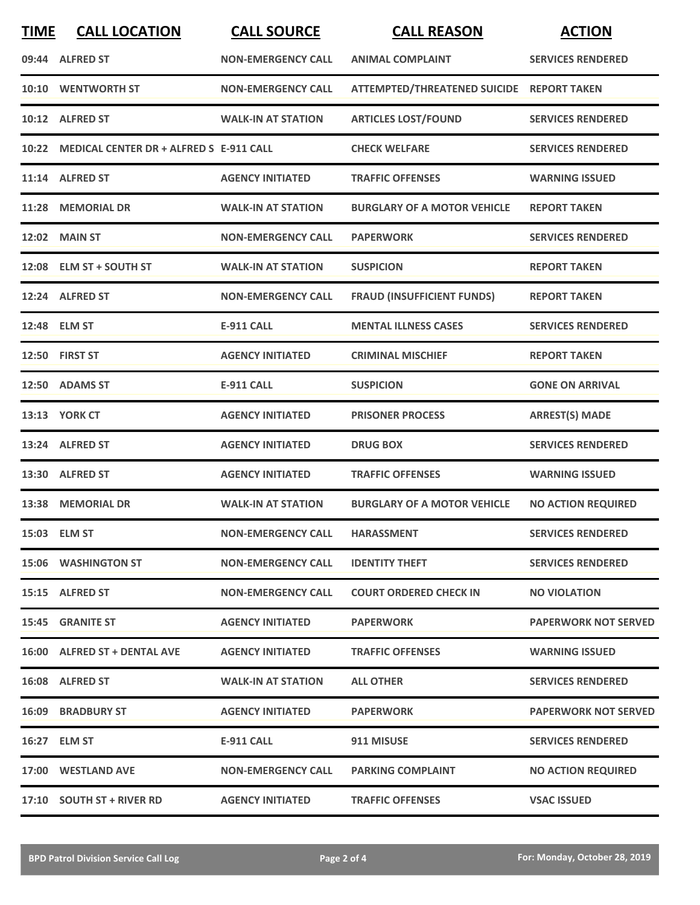| TIME | CALL LOCATION | CALL SOURCE | CALL REASON | ACTION |
|---|---|---|---|---|
| 09:44 | ALFRED ST | NON-EMERGENCY CALL | ANIMAL COMPLAINT | SERVICES RENDERED |
| 10:10 | WENTWORTH ST | NON-EMERGENCY CALL | ATTEMPTED/THREATENED SUICIDE | REPORT TAKEN |
| 10:12 | ALFRED ST | WALK-IN AT STATION | ARTICLES LOST/FOUND | SERVICES RENDERED |
| 10:22 | MEDICAL CENTER DR + ALFRED S | E-911 CALL | CHECK WELFARE | SERVICES RENDERED |
| 11:14 | ALFRED ST | AGENCY INITIATED | TRAFFIC OFFENSES | WARNING ISSUED |
| 11:28 | MEMORIAL DR | WALK-IN AT STATION | BURGLARY OF A MOTOR VEHICLE | REPORT TAKEN |
| 12:02 | MAIN ST | NON-EMERGENCY CALL | PAPERWORK | SERVICES RENDERED |
| 12:08 | ELM ST + SOUTH ST | WALK-IN AT STATION | SUSPICION | REPORT TAKEN |
| 12:24 | ALFRED ST | NON-EMERGENCY CALL | FRAUD (INSUFFICIENT FUNDS) | REPORT TAKEN |
| 12:48 | ELM ST | E-911 CALL | MENTAL ILLNESS CASES | SERVICES RENDERED |
| 12:50 | FIRST ST | AGENCY INITIATED | CRIMINAL MISCHIEF | REPORT TAKEN |
| 12:50 | ADAMS ST | E-911 CALL | SUSPICION | GONE ON ARRIVAL |
| 13:13 | YORK CT | AGENCY INITIATED | PRISONER PROCESS | ARREST(S) MADE |
| 13:24 | ALFRED ST | AGENCY INITIATED | DRUG BOX | SERVICES RENDERED |
| 13:30 | ALFRED ST | AGENCY INITIATED | TRAFFIC OFFENSES | WARNING ISSUED |
| 13:38 | MEMORIAL DR | WALK-IN AT STATION | BURGLARY OF A MOTOR VEHICLE | NO ACTION REQUIRED |
| 15:03 | ELM ST | NON-EMERGENCY CALL | HARASSMENT | SERVICES RENDERED |
| 15:06 | WASHINGTON ST | NON-EMERGENCY CALL | IDENTITY THEFT | SERVICES RENDERED |
| 15:15 | ALFRED ST | NON-EMERGENCY CALL | COURT ORDERED CHECK IN | NO VIOLATION |
| 15:45 | GRANITE ST | AGENCY INITIATED | PAPERWORK | PAPERWORK NOT SERVED |
| 16:00 | ALFRED ST + DENTAL AVE | AGENCY INITIATED | TRAFFIC OFFENSES | WARNING ISSUED |
| 16:08 | ALFRED ST | WALK-IN AT STATION | ALL OTHER | SERVICES RENDERED |
| 16:09 | BRADBURY ST | AGENCY INITIATED | PAPERWORK | PAPERWORK NOT SERVED |
| 16:27 | ELM ST | E-911 CALL | 911 MISUSE | SERVICES RENDERED |
| 17:00 | WESTLAND AVE | NON-EMERGENCY CALL | PARKING COMPLAINT | NO ACTION REQUIRED |
| 17:10 | SOUTH ST + RIVER RD | AGENCY INITIATED | TRAFFIC OFFENSES | VSAC ISSUED |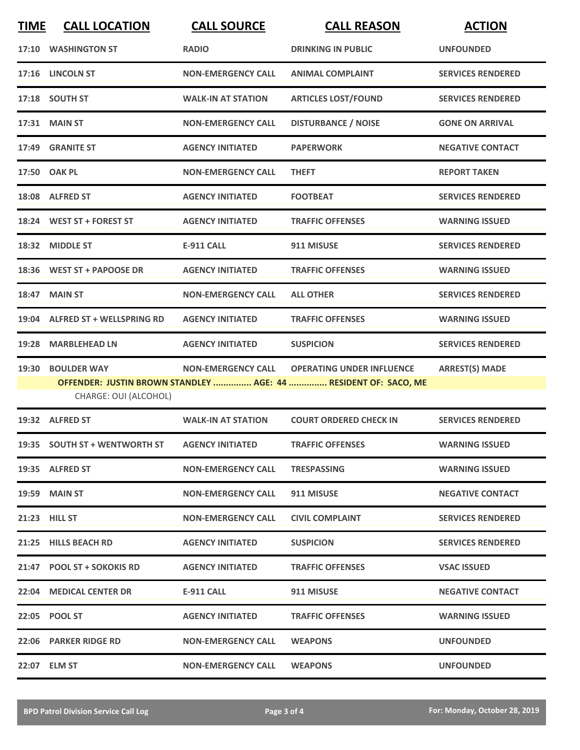| TIME | CALL LOCATION | CALL SOURCE | CALL REASON | ACTION |
|---|---|---|---|---|
| 17:10 | WASHINGTON ST | RADIO | DRINKING IN PUBLIC | UNFOUNDED |
| 17:16 | LINCOLN ST | NON-EMERGENCY CALL | ANIMAL COMPLAINT | SERVICES RENDERED |
| 17:18 | SOUTH ST | WALK-IN AT STATION | ARTICLES LOST/FOUND | SERVICES RENDERED |
| 17:31 | MAIN ST | NON-EMERGENCY CALL | DISTURBANCE / NOISE | GONE ON ARRIVAL |
| 17:49 | GRANITE ST | AGENCY INITIATED | PAPERWORK | NEGATIVE CONTACT |
| 17:50 | OAK PL | NON-EMERGENCY CALL | THEFT | REPORT TAKEN |
| 18:08 | ALFRED ST | AGENCY INITIATED | FOOTBEAT | SERVICES RENDERED |
| 18:24 | WEST ST + FOREST ST | AGENCY INITIATED | TRAFFIC OFFENSES | WARNING ISSUED |
| 18:32 | MIDDLE ST | E-911 CALL | 911 MISUSE | SERVICES RENDERED |
| 18:36 | WEST ST + PAPOOSE DR | AGENCY INITIATED | TRAFFIC OFFENSES | WARNING ISSUED |
| 18:47 | MAIN ST | NON-EMERGENCY CALL | ALL OTHER | SERVICES RENDERED |
| 19:04 | ALFRED ST + WELLSPRING RD | AGENCY INITIATED | TRAFFIC OFFENSES | WARNING ISSUED |
| 19:28 | MARBLEHEAD LN | AGENCY INITIATED | SUSPICION | SERVICES RENDERED |
| 19:30 | BOULDER WAY | NON-EMERGENCY CALL | OPERATING UNDER INFLUENCE | ARREST(S) MADE |
| | **OFFENDER: JUSTIN BROWN STANDLEY ............... AGE: 44 ............... RESIDENT OF: SACO, ME** | | | |
| | CHARGE: OUI (ALCOHOL) | | | |
| 19:32 | ALFRED ST | WALK-IN AT STATION | COURT ORDERED CHECK IN | SERVICES RENDERED |
| 19:35 | SOUTH ST + WENTWORTH ST | AGENCY INITIATED | TRAFFIC OFFENSES | WARNING ISSUED |
| 19:35 | ALFRED ST | NON-EMERGENCY CALL | TRESPASSING | WARNING ISSUED |
| 19:59 | MAIN ST | NON-EMERGENCY CALL | 911 MISUSE | NEGATIVE CONTACT |
| 21:23 | HILL ST | NON-EMERGENCY CALL | CIVIL COMPLAINT | SERVICES RENDERED |
| 21:25 | HILLS BEACH RD | AGENCY INITIATED | SUSPICION | SERVICES RENDERED |
| 21:47 | POOL ST + SOKOKIS RD | AGENCY INITIATED | TRAFFIC OFFENSES | VSAC ISSUED |
| 22:04 | MEDICAL CENTER DR | E-911 CALL | 911 MISUSE | NEGATIVE CONTACT |
| 22:05 | POOL ST | AGENCY INITIATED | TRAFFIC OFFENSES | WARNING ISSUED |
| 22:06 | PARKER RIDGE RD | NON-EMERGENCY CALL | WEAPONS | UNFOUNDED |
| 22:07 | ELM ST | NON-EMERGENCY CALL | WEAPONS | UNFOUNDED |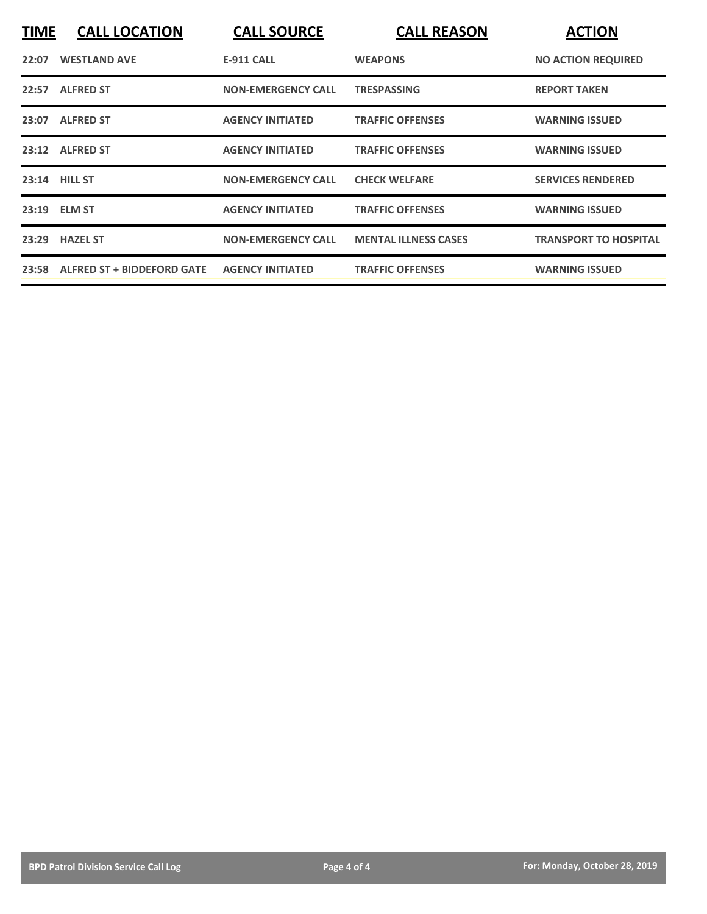| TIME | CALL LOCATION | CALL SOURCE | CALL REASON | ACTION |
| --- | --- | --- | --- | --- |
| 22:07 | WESTLAND AVE | E-911 CALL | WEAPONS | NO ACTION REQUIRED |
| 22:57 | ALFRED ST | NON-EMERGENCY CALL | TRESPASSING | REPORT TAKEN |
| 23:07 | ALFRED ST | AGENCY INITIATED | TRAFFIC OFFENSES | WARNING ISSUED |
| 23:12 | ALFRED ST | AGENCY INITIATED | TRAFFIC OFFENSES | WARNING ISSUED |
| 23:14 | HILL ST | NON-EMERGENCY CALL | CHECK WELFARE | SERVICES RENDERED |
| 23:19 | ELM ST | AGENCY INITIATED | TRAFFIC OFFENSES | WARNING ISSUED |
| 23:29 | HAZEL ST | NON-EMERGENCY CALL | MENTAL ILLNESS CASES | TRANSPORT TO HOSPITAL |
| 23:58 | ALFRED ST + BIDDEFORD GATE | AGENCY INITIATED | TRAFFIC OFFENSES | WARNING ISSUED |